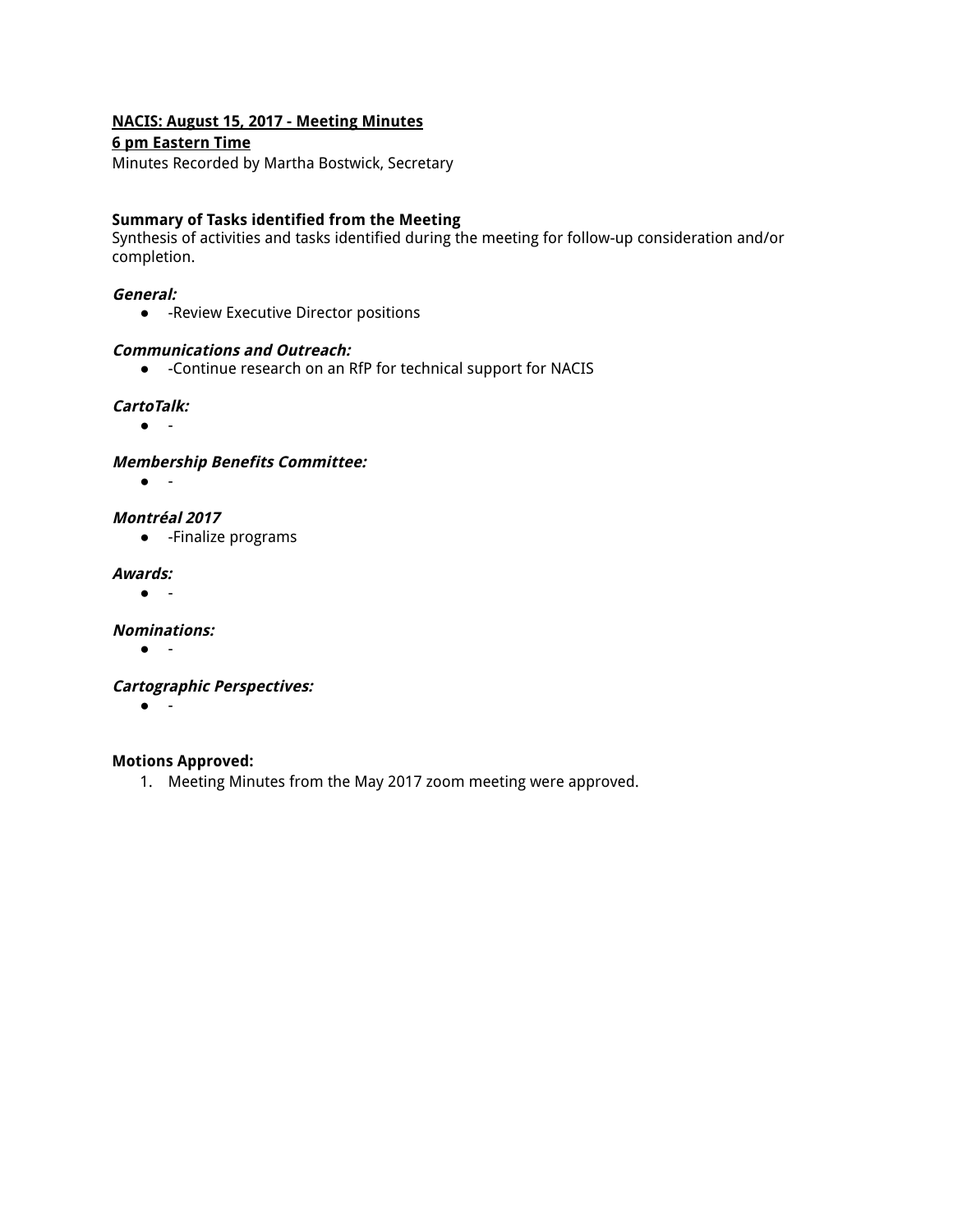**NACIS: August 15, 2017 - Meeting Minutes**
**6 pm Eastern Time**
Minutes Recorded by Martha Bostwick, Secretary

**Summary of Tasks identified from the Meeting**
Synthesis of activities and tasks identified during the meeting for follow-up consideration and/or completion.

***General:***
- -Review Executive Director positions

***Communications and Outreach:***
- -Continue research on an RfP for technical support for NACIS

***CartoTalk:***
- -

***Membership Benefits Committee:***
- -

***Montréal 2017***
- -Finalize programs

***Awards:***
- -

***Nominations:***
- -

***Cartographic Perspectives:***
- -

**Motions Approved:**
1. Meeting Minutes from the May 2017 zoom meeting were approved.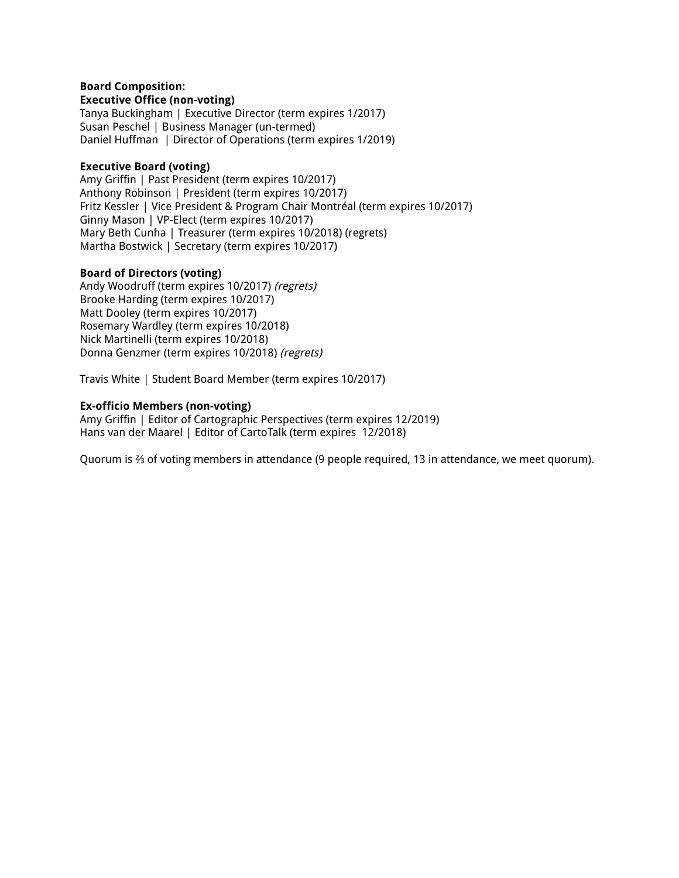**Board Composition:**

**Executive Office (non-voting)**
Tanya Buckingham | Executive Director (term expires 1/2017)
Susan Peschel | Business Manager (un-termed)
Daniel Huffman | Director of Operations (term expires 1/2019)

**Executive Board (voting)**
Amy Griffin | Past President (term expires 10/2017)
Anthony Robinson | President (term expires 10/2017)
Fritz Kessler | Vice President & Program Chair Montréal (term expires 10/2017)
Ginny Mason | VP-Elect (term expires 10/2017)
Mary Beth Cunha | Treasurer (term expires 10/2018) (regrets)
Martha Bostwick | Secretary (term expires 10/2017)

**Board of Directors (voting)**
Andy Woodruff (term expires 10/2017) *(regrets)*
Brooke Harding (term expires 10/2017)
Matt Dooley (term expires 10/2017)
Rosemary Wardley (term expires 10/2018)
Nick Martinelli (term expires 10/2018)
Donna Genzmer (term expires 10/2018) *(regrets)*

Travis White | Student Board Member (term expires 10/2017)

**Ex-officio Members (non-voting)**
Amy Griffin | Editor of Cartographic Perspectives (term expires 12/2019)
Hans van der Maarel | Editor of CartoTalk (term expires 12/2018)

Quorum is ⅔ of voting members in attendance (9 people required, 13 in attendance, we meet quorum).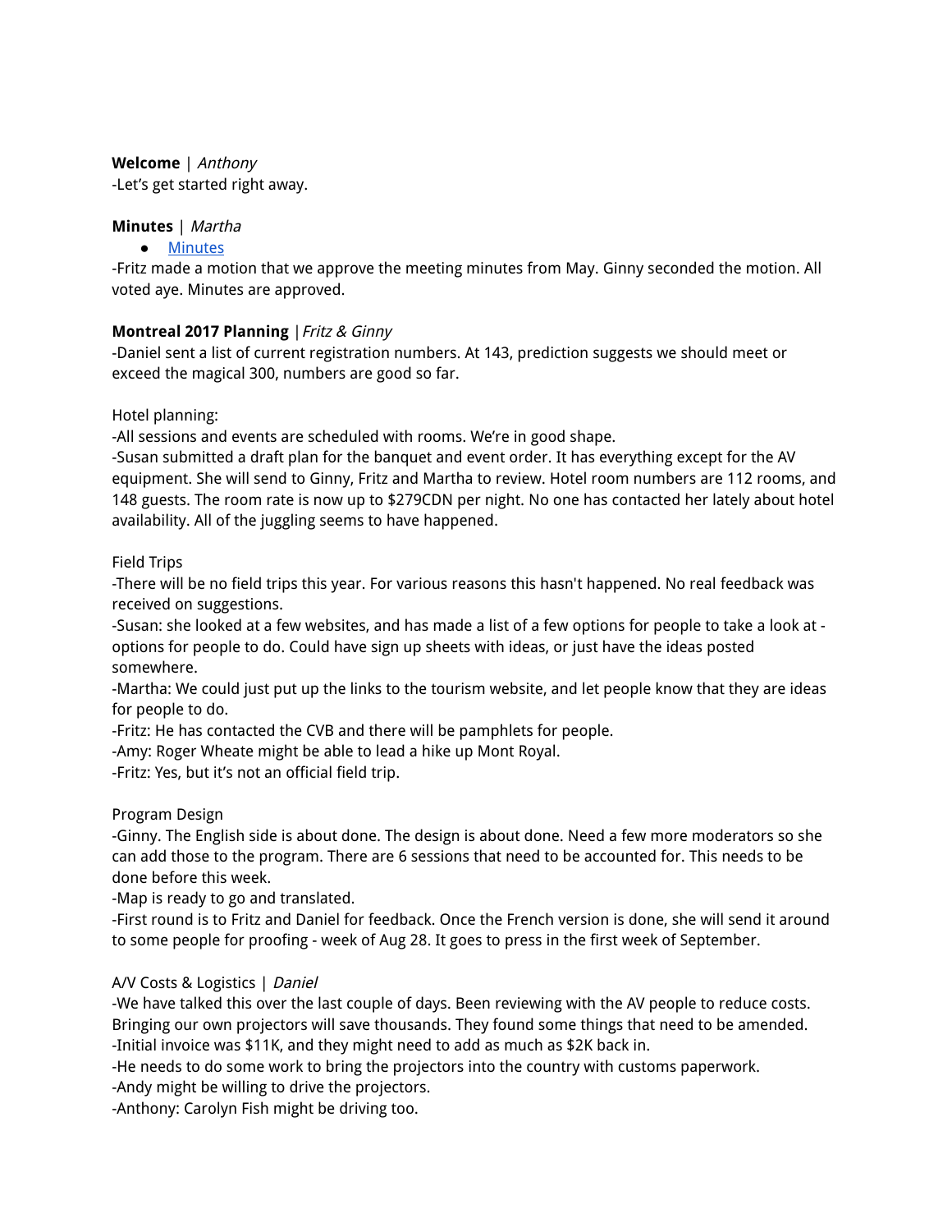**Welcome** | *Anthony*
-Let's get started right away.

**Minutes** | *Martha*

- [Minutes]()

-Fritz made a motion that we approve the meeting minutes from May. Ginny seconded the motion. All voted aye. Minutes are approved.

**Montreal 2017 Planning** | *Fritz & Ginny*
-Daniel sent a list of current registration numbers. At 143, prediction suggests we should meet or exceed the magical 300, numbers are good so far.

Hotel planning:
-All sessions and events are scheduled with rooms. We're in good shape.
-Susan submitted a draft plan for the banquet and event order. It has everything except for the AV equipment. She will send to Ginny, Fritz and Martha to review. Hotel room numbers are 112 rooms, and 148 guests. The room rate is now up to $279CDN per night. No one has contacted her lately about hotel availability. All of the juggling seems to have happened.

Field Trips
-There will be no field trips this year. For various reasons this hasn't happened. No real feedback was received on suggestions.
-Susan: she looked at a few websites, and has made a list of a few options for people to take a look at - options for people to do. Could have sign up sheets with ideas, or just have the ideas posted somewhere.
-Martha: We could just put up the links to the tourism website, and let people know that they are ideas for people to do.
-Fritz: He has contacted the CVB and there will be pamphlets for people.
-Amy: Roger Wheate might be able to lead a hike up Mont Royal.
-Fritz: Yes, but it's not an official field trip.

Program Design
-Ginny. The English side is about done. The design is about done. Need a few more moderators so she can add those to the program. There are 6 sessions that need to be accounted for. This needs to be done before this week.
-Map is ready to go and translated.
-First round is to Fritz and Daniel for feedback. Once the French version is done, she will send it around to some people for proofing - week of Aug 28. It goes to press in the first week of September.

A/V Costs & Logistics | *Daniel*
-We have talked this over the last couple of days. Been reviewing with the AV people to reduce costs. Bringing our own projectors will save thousands. They found some things that need to be amended.
-Initial invoice was $11K, and they might need to add as much as $2K back in.
-He needs to do some work to bring the projectors into the country with customs paperwork.
-Andy might be willing to drive the projectors.
-Anthony: Carolyn Fish might be driving too.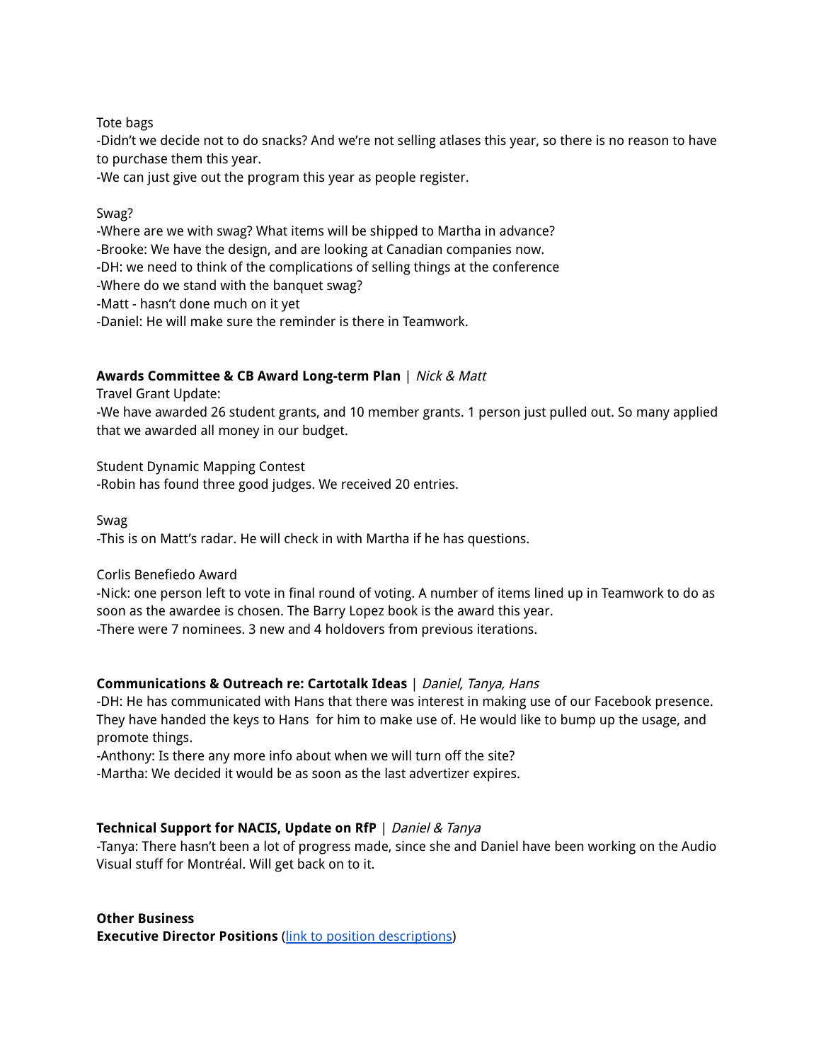Tote bags

-Didn't we decide not to do snacks? And we're not selling atlases this year, so there is no reason to have to purchase them this year.

-We can just give out the program this year as people register.

Swag?

-Where are we with swag? What items will be shipped to Martha in advance?

-Brooke: We have the design, and are looking at Canadian companies now.

-DH: we need to think of the complications of selling things at the conference

-Where do we stand with the banquet swag?

-Matt - hasn't done much on it yet

-Daniel: He will make sure the reminder is there in Teamwork.

**Awards Committee & CB Award Long-term Plan** | *Nick & Matt*

Travel Grant Update:

-We have awarded 26 student grants, and 10 member grants. 1 person just pulled out. So many applied that we awarded all money in our budget.

Student Dynamic Mapping Contest

-Robin has found three good judges. We received 20 entries.

Swag

-This is on Matt's radar. He will check in with Martha if he has questions.

Corlis Benefiedo Award

-Nick: one person left to vote in final round of voting. A number of items lined up in Teamwork to do as soon as the awardee is chosen. The Barry Lopez book is the award this year.

-There were 7 nominees. 3 new and 4 holdovers from previous iterations.

**Communications & Outreach re: Cartotalk Ideas** | *Daniel, Tanya, Hans*

-DH: He has communicated with Hans that there was interest in making use of our Facebook presence. They have handed the keys to Hans for him to make use of. He would like to bump up the usage, and promote things.

-Anthony: Is there any more info about when we will turn off the site?

-Martha: We decided it would be as soon as the last advertizer expires.

**Technical Support for NACIS, Update on RfP** | *Daniel & Tanya*

-Tanya: There hasn't been a lot of progress made, since she and Daniel have been working on the Audio Visual stuff for Montréal. Will get back on to it.

**Other Business**

**Executive Director Positions** (link to position descriptions)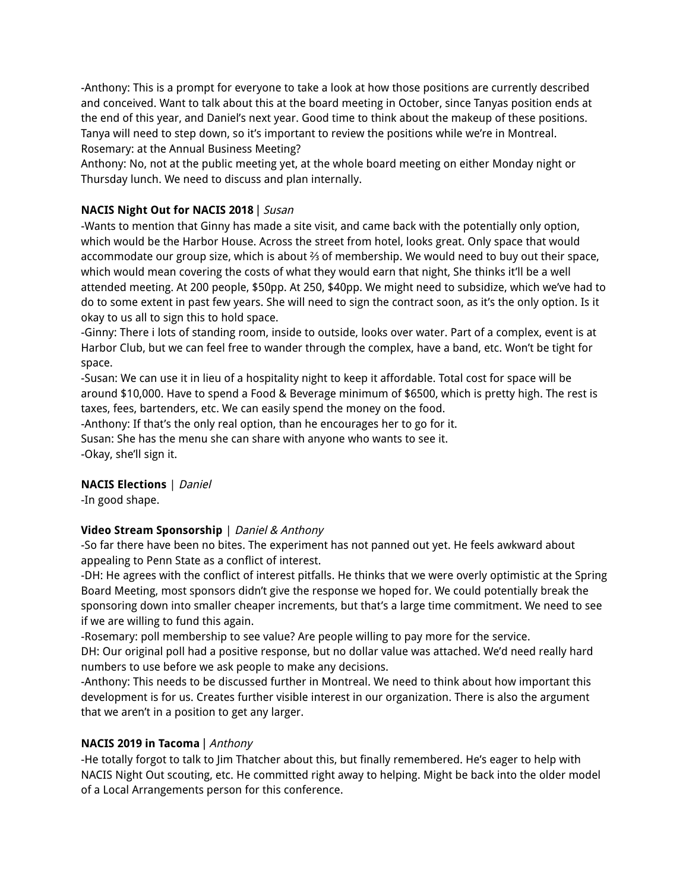-Anthony: This is a prompt for everyone to take a look at how those positions are currently described and conceived. Want to talk about this at the board meeting in October, since Tanyas position ends at the end of this year, and Daniel's next year. Good time to think about the makeup of these positions. Tanya will need to step down, so it's important to review the positions while we're in Montreal.
Rosemary: at the Annual Business Meeting?
Anthony: No, not at the public meeting yet, at the whole board meeting on either Monday night or Thursday lunch. We need to discuss and plan internally.

**NACIS Night Out for NACIS 2018** | *Susan*
-Wants to mention that Ginny has made a site visit, and came back with the potentially only option, which would be the Harbor House. Across the street from hotel, looks great. Only space that would accommodate our group size, which is about ⅔ of membership. We would need to buy out their space, which would mean covering the costs of what they would earn that night, She thinks it'll be a well attended meeting. At 200 people, $50pp. At 250, $40pp. We might need to subsidize, which we've had to do to some extent in past few years. She will need to sign the contract soon, as it's the only option. Is it okay to us all to sign this to hold space.
-Ginny: There i lots of standing room, inside to outside, looks over water. Part of a complex, event is at Harbor Club, but we can feel free to wander through the complex, have a band, etc. Won't be tight for space.
-Susan: We can use it in lieu of a hospitality night to keep it affordable. Total cost for space will be around $10,000. Have to spend a Food & Beverage minimum of $6500, which is pretty high. The rest is taxes, fees, bartenders, etc. We can easily spend the money on the food.
-Anthony: If that's the only real option, than he encourages her to go for it.
Susan: She has the menu she can share with anyone who wants to see it.
-Okay, she'll sign it.

**NACIS Elections** | *Daniel*
-In good shape.

**Video Stream Sponsorship** | *Daniel & Anthony*
-So far there have been no bites. The experiment has not panned out yet. He feels awkward about appealing to Penn State as a conflict of interest.
-DH: He agrees with the conflict of interest pitfalls. He thinks that we were overly optimistic at the Spring Board Meeting, most sponsors didn't give the response we hoped for. We could potentially break the sponsoring down into smaller cheaper increments, but that's a large time commitment. We need to see if we are willing to fund this again.
-Rosemary: poll membership to see value? Are people willing to pay more for the service.
DH: Our original poll had a positive response, but no dollar value was attached. We'd need really hard numbers to use before we ask people to make any decisions.
-Anthony: This needs to be discussed further in Montreal. We need to think about how important this development is for us. Creates further visible interest in our organization. There is also the argument that we aren't in a position to get any larger.

**NACIS 2019 in Tacoma** | *Anthony*
-He totally forgot to talk to Jim Thatcher about this, but finally remembered. He's eager to help with NACIS Night Out scouting, etc. He committed right away to helping. Might be back into the older model of a Local Arrangements person for this conference.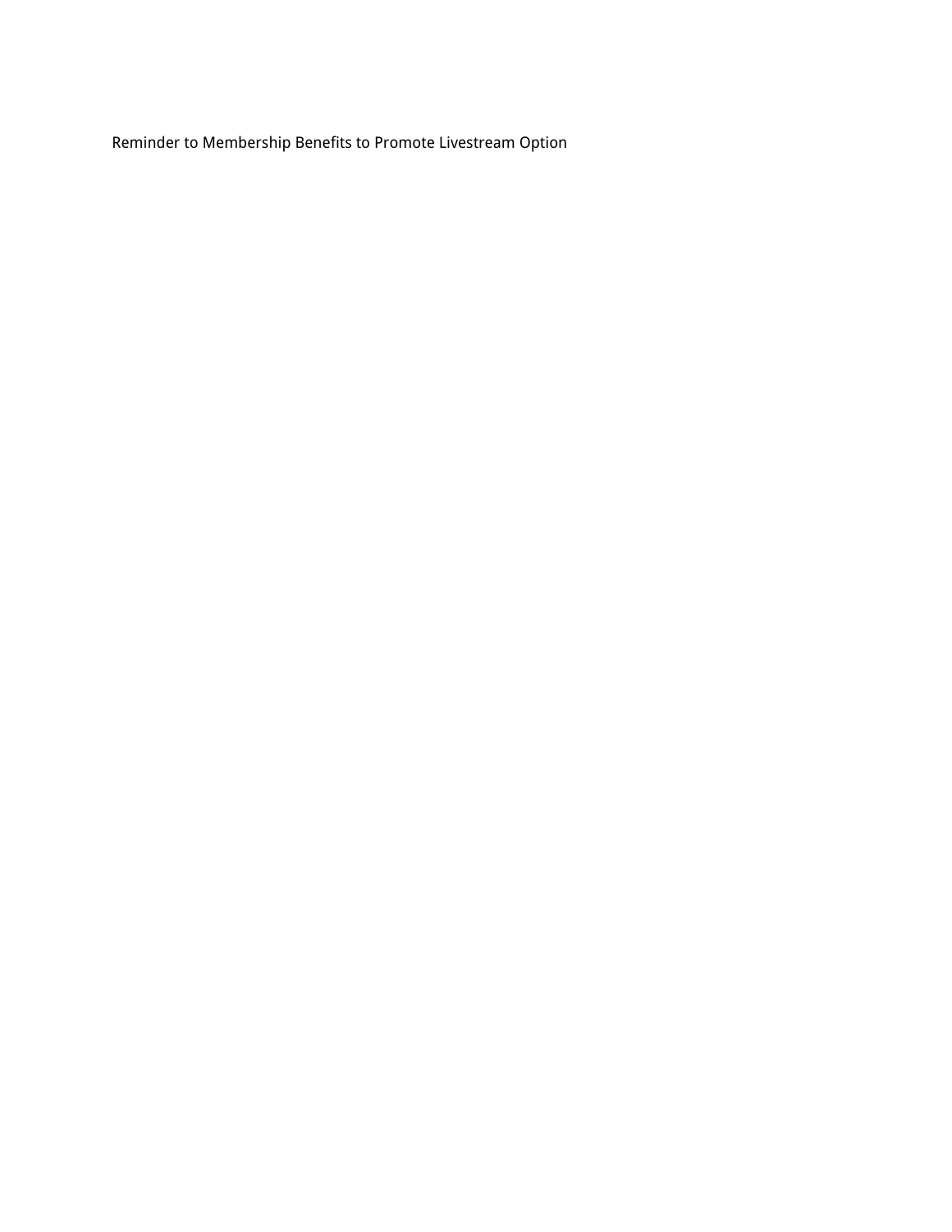Reminder to Membership Benefits to Promote Livestream Option